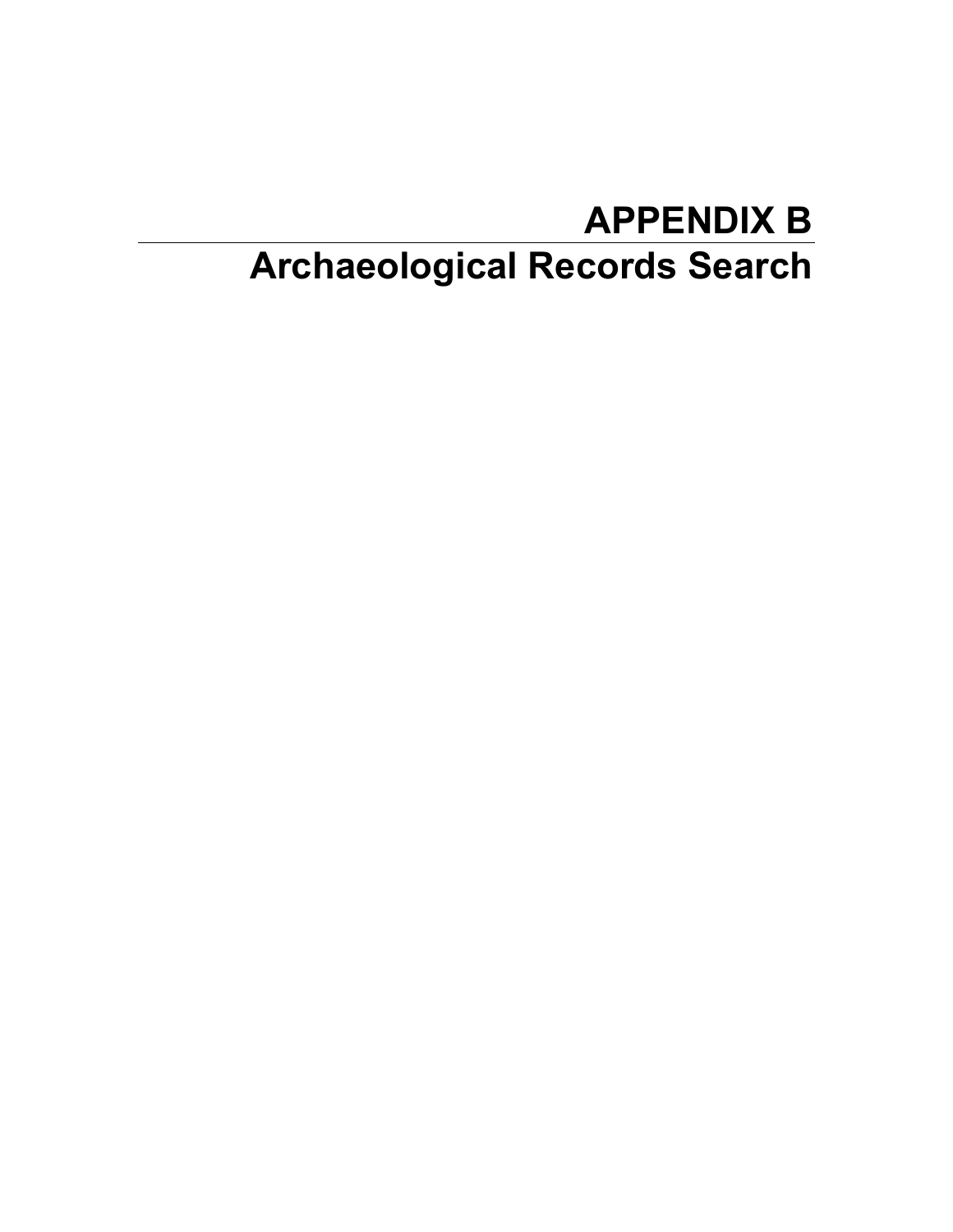# APPENDIX B

# Archaeological Records Search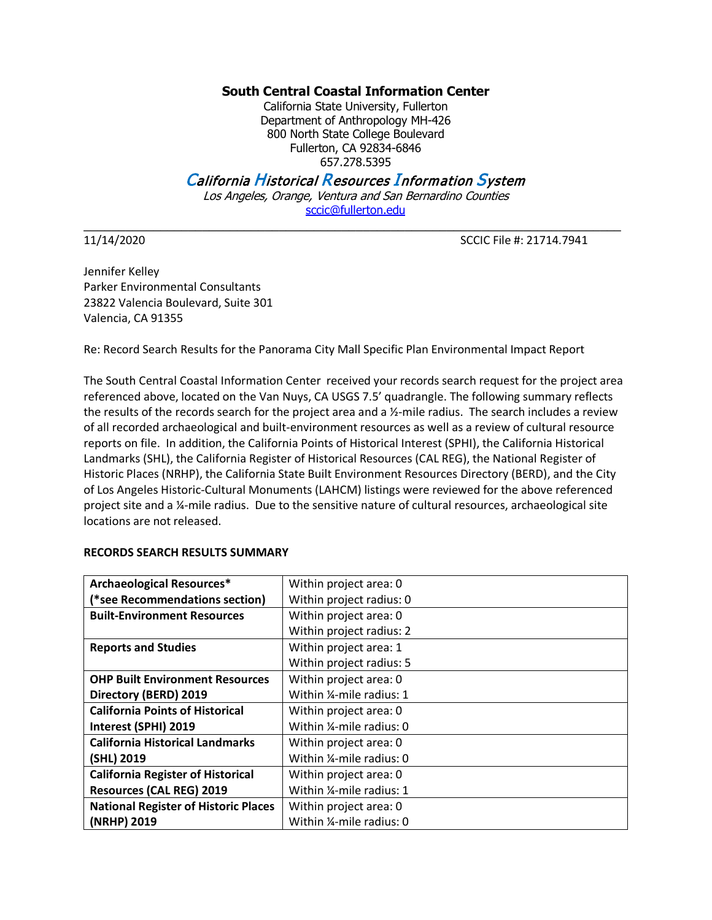# South Central Coastal Information Center

California State University, Fullerton
Department of Anthropology MH-426
800 North State College Boulevard
Fullerton, CA 92834-6846
657.278.5395

## *California Historical Resources Information System*

*Los Angeles, Orange, Ventura and San Bernardino Counties*
sccic@fullerton.edu

---

11/14/2020 SCCIC File #: 21714.7941

Jennifer Kelley
Parker Environmental Consultants
23822 Valencia Boulevard, Suite 301
Valencia, CA 91355

Re: Record Search Results for the Panorama City Mall Specific Plan Environmental Impact Report

The South Central Coastal Information Center received your records search request for the project area referenced above, located on the Van Nuys, CA USGS 7.5' quadrangle. The following summary reflects the results of the records search for the project area and a ½-mile radius. The search includes a review of all recorded archaeological and built-environment resources as well as a review of cultural resource reports on file. In addition, the California Points of Historical Interest (SPHI), the California Historical Landmarks (SHL), the California Register of Historical Resources (CAL REG), the National Register of Historic Places (NRHP), the California State Built Environment Resources Directory (BERD), and the City of Los Angeles Historic-Cultural Monuments (LAHCM) listings were reviewed for the above referenced project site and a ¼-mile radius. Due to the sensitive nature of cultural resources, archaeological site locations are not released.

**RECORDS SEARCH RESULTS SUMMARY**

| | |
|---|---|
| **Archaeological Resources\*** **(\*see Recommendations section)** | Within project area: 0<br>Within project radius: 0 |
| **Built-Environment Resources** | Within project area: 0<br>Within project radius: 2 |
| **Reports and Studies** | Within project area: 1<br>Within project radius: 5 |
| **OHP Built Environment Resources Directory (BERD) 2019** | Within project area: 0<br>Within ¼-mile radius: 1 |
| **California Points of Historical Interest (SPHI) 2019** | Within project area: 0<br>Within ¼-mile radius: 0 |
| **California Historical Landmarks (SHL) 2019** | Within project area: 0<br>Within ¼-mile radius: 0 |
| **California Register of Historical Resources (CAL REG) 2019** | Within project area: 0<br>Within ¼-mile radius: 1 |
| **National Register of Historic Places (NRHP) 2019** | Within project area: 0<br>Within ¼-mile radius: 0 |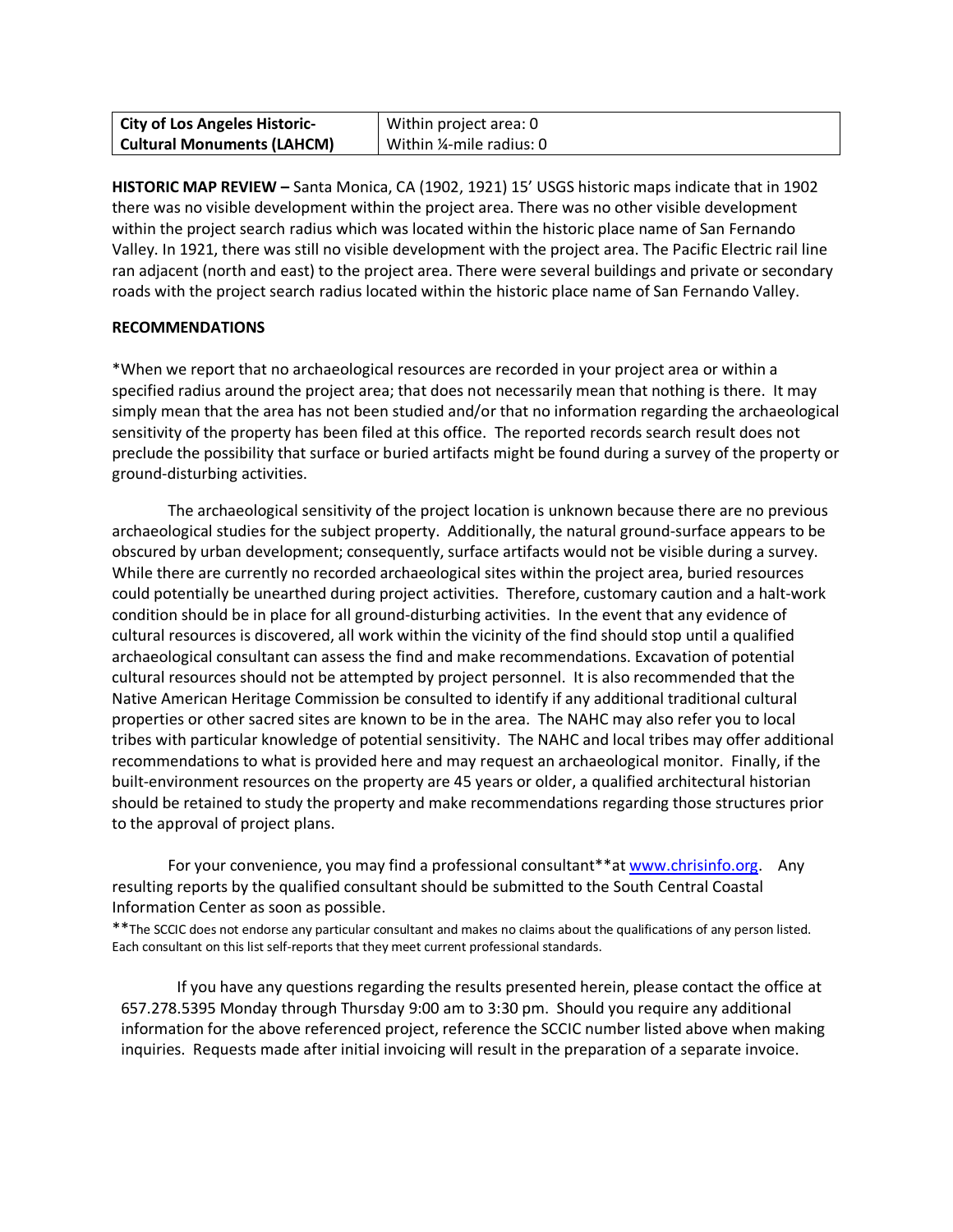| City of Los Angeles Historic-Cultural Monuments (LAHCM) | Within project area: 0<br>Within ¼-mile radius: 0 |
|---|---|

**HISTORIC MAP REVIEW –** Santa Monica, CA (1902, 1921) 15' USGS historic maps indicate that in 1902 there was no visible development within the project area. There was no other visible development within the project search radius which was located within the historic place name of San Fernando Valley. In 1921, there was still no visible development with the project area. The Pacific Electric rail line ran adjacent (north and east) to the project area. There were several buildings and private or secondary roads with the project search radius located within the historic place name of San Fernando Valley.

**RECOMMENDATIONS**

*When we report that no archaeological resources are recorded in your project area or within a specified radius around the project area; that does not necessarily mean that nothing is there. It may simply mean that the area has not been studied and/or that no information regarding the archaeological sensitivity of the property has been filed at this office. The reported records search result does not preclude the possibility that surface or buried artifacts might be found during a survey of the property or ground-disturbing activities.

The archaeological sensitivity of the project location is unknown because there are no previous archaeological studies for the subject property. Additionally, the natural ground-surface appears to be obscured by urban development; consequently, surface artifacts would not be visible during a survey. While there are currently no recorded archaeological sites within the project area, buried resources could potentially be unearthed during project activities. Therefore, customary caution and a halt-work condition should be in place for all ground-disturbing activities. In the event that any evidence of cultural resources is discovered, all work within the vicinity of the find should stop until a qualified archaeological consultant can assess the find and make recommendations. Excavation of potential cultural resources should not be attempted by project personnel. It is also recommended that the Native American Heritage Commission be consulted to identify if any additional traditional cultural properties or other sacred sites are known to be in the area. The NAHC may also refer you to local tribes with particular knowledge of potential sensitivity. The NAHC and local tribes may offer additional recommendations to what is provided here and may request an archaeological monitor. Finally, if the built-environment resources on the property are 45 years or older, a qualified architectural historian should be retained to study the property and make recommendations regarding those structures prior to the approval of project plans.

For your convenience, you may find a professional consultant** at www.chrisinfo.org. Any resulting reports by the qualified consultant should be submitted to the South Central Coastal Information Center as soon as possible.

**The SCCIC does not endorse any particular consultant and makes no claims about the qualifications of any person listed. Each consultant on this list self-reports that they meet current professional standards.

If you have any questions regarding the results presented herein, please contact the office at 657.278.5395 Monday through Thursday 9:00 am to 3:30 pm. Should you require any additional information for the above referenced project, reference the SCCIC number listed above when making inquiries. Requests made after initial invoicing will result in the preparation of a separate invoice.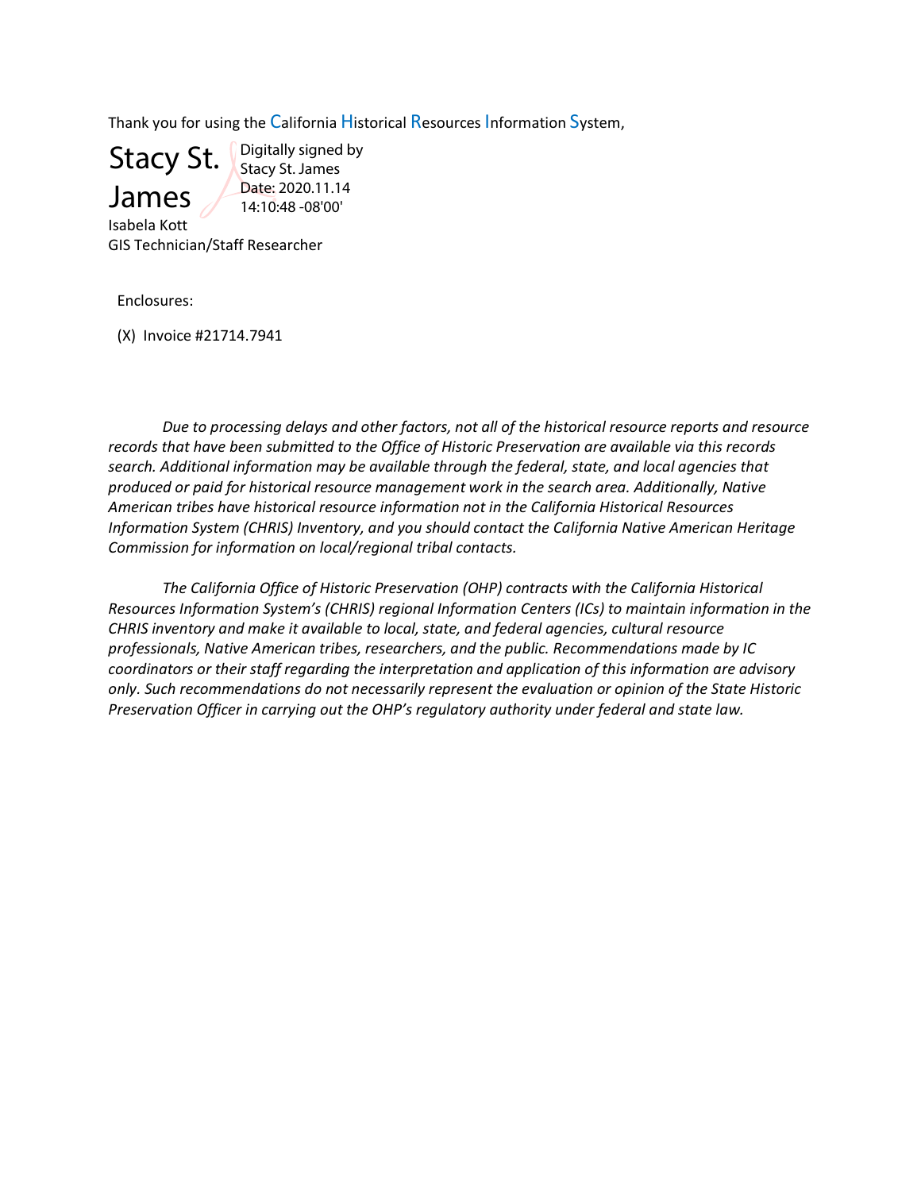Thank you for using the California Historical Resources Information System,

Stacy St. James

Digitally signed by Stacy St. James
Date: 2020.11.14 14:10:48 -08'00'

Isabela Kott
GIS Technician/Staff Researcher

Enclosures:

(X) Invoice #21714.7941

*Due to processing delays and other factors, not all of the historical resource reports and resource records that have been submitted to the Office of Historic Preservation are available via this records search. Additional information may be available through the federal, state, and local agencies that produced or paid for historical resource management work in the search area. Additionally, Native American tribes have historical resource information not in the California Historical Resources Information System (CHRIS) Inventory, and you should contact the California Native American Heritage Commission for information on local/regional tribal contacts.*

*The California Office of Historic Preservation (OHP) contracts with the California Historical Resources Information System's (CHRIS) regional Information Centers (ICs) to maintain information in the CHRIS inventory and make it available to local, state, and federal agencies, cultural resource professionals, Native American tribes, researchers, and the public. Recommendations made by IC coordinators or their staff regarding the interpretation and application of this information are advisory only. Such recommendations do not necessarily represent the evaluation or opinion of the State Historic Preservation Officer in carrying out the OHP's regulatory authority under federal and state law.*